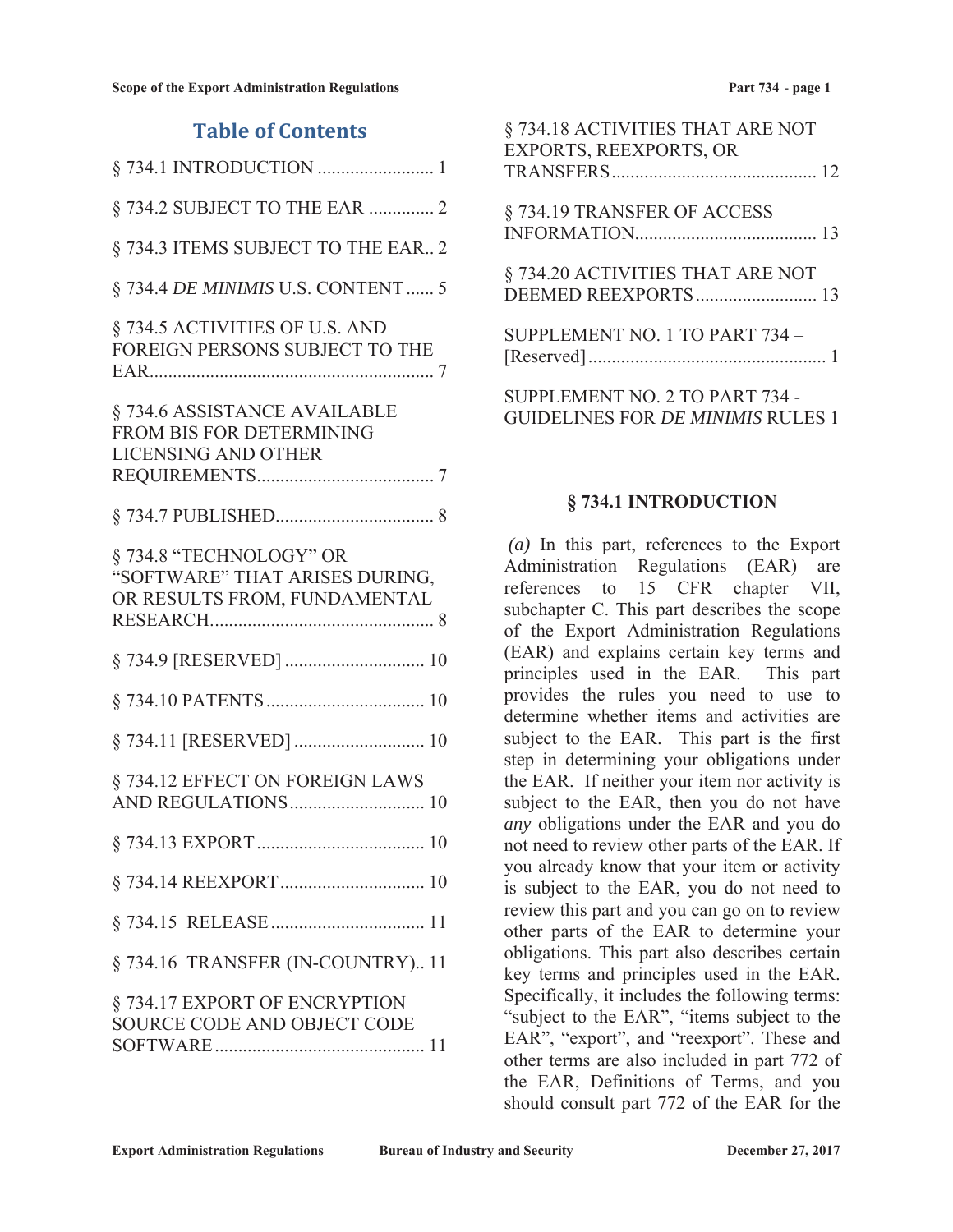## Table of Contents

§ 734.1 INTRODUCTION ......................... 1

§ 734.2 SUBJECT TO THE EAR .............. 2

§ 734.3 ITEMS SUBJECT TO THE EAR.. 2

§ 734.4 *DE MINIMIS* U.S. CONTENT ...... 5

§ 734.5 ACTIVITIES OF U.S. AND FOREIGN PERSONS SUBJECT TO THE EAR............................................................ 7

§ 734.6 ASSISTANCE AVAILABLE FROM BIS FOR DETERMINING LICENSING AND OTHER REQUIREMENTS...................................... 7

§ 734.7 PUBLISHED.................................. 8

§ 734.8 "TECHNOLOGY" OR "SOFTWARE" THAT ARISES DURING, OR RESULTS FROM, FUNDAMENTAL RESEARCH................................................ 8

§ 734.9 [RESERVED] .............................. 10

§ 734.10 PATENTS.................................. 10

§ 734.11 [RESERVED] ............................ 10

§ 734.12 EFFECT ON FOREIGN LAWS AND REGULATIONS............................. 10

§ 734.13 EXPORT.................................... 10

§ 734.14 REEXPORT............................... 10

§ 734.15 RELEASE................................. 11

§ 734.16 TRANSFER (IN-COUNTRY).. 11

§ 734.17 EXPORT OF ENCRYPTION SOURCE CODE AND OBJECT CODE SOFTWARE............................................. 11

§ 734.18 ACTIVITIES THAT ARE NOT EXPORTS, REEXPORTS, OR TRANSFERS............................................ 12

§ 734.19 TRANSFER OF ACCESS INFORMATION....................................... 13

§ 734.20 ACTIVITIES THAT ARE NOT DEEMED REEXPORTS.......................... 13

SUPPLEMENT NO. 1 TO PART 734 – [Reserved]................................................... 1

SUPPLEMENT NO. 2 TO PART 734 - GUIDELINES FOR *DE MINIMIS* RULES 1

## § 734.1 INTRODUCTION

*(a)* In this part, references to the Export Administration Regulations (EAR) are references to 15 CFR chapter VII, subchapter C. This part describes the scope of the Export Administration Regulations (EAR) and explains certain key terms and principles used in the EAR. This part provides the rules you need to use to determine whether items and activities are subject to the EAR. This part is the first step in determining your obligations under the EAR. If neither your item nor activity is subject to the EAR, then you do not have *any* obligations under the EAR and you do not need to review other parts of the EAR. If you already know that your item or activity is subject to the EAR, you do not need to review this part and you can go on to review other parts of the EAR to determine your obligations. This part also describes certain key terms and principles used in the EAR. Specifically, it includes the following terms: "subject to the EAR", "items subject to the EAR", "export", and "reexport". These and other terms are also included in part 772 of the EAR, Definitions of Terms, and you should consult part 772 of the EAR for the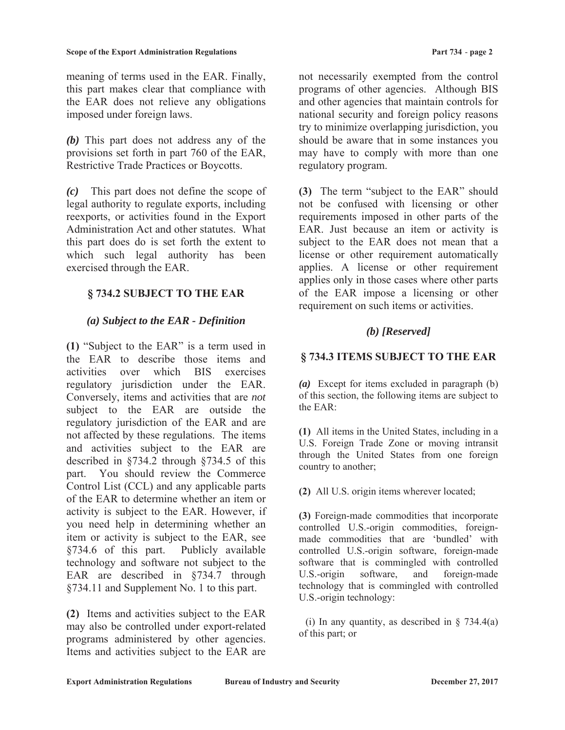meaning of terms used in the EAR. Finally, this part makes clear that compliance with the EAR does not relieve any obligations imposed under foreign laws.

*(b)* This part does not address any of the provisions set forth in part 760 of the EAR, Restrictive Trade Practices or Boycotts.

*(c)* This part does not define the scope of legal authority to regulate exports, including reexports, or activities found in the Export Administration Act and other statutes. What this part does do is set forth the extent to which such legal authority has been exercised through the EAR.

## § 734.2 SUBJECT TO THE EAR

### *(a) Subject to the EAR - Definition*

**(1)** "Subject to the EAR" is a term used in the EAR to describe those items and activities over which BIS exercises regulatory jurisdiction under the EAR. Conversely, items and activities that are *not* subject to the EAR are outside the regulatory jurisdiction of the EAR and are not affected by these regulations. The items and activities subject to the EAR are described in §734.2 through §734.5 of this part. You should review the Commerce Control List (CCL) and any applicable parts of the EAR to determine whether an item or activity is subject to the EAR. However, if you need help in determining whether an item or activity is subject to the EAR, see §734.6 of this part. Publicly available technology and software not subject to the EAR are described in §734.7 through §734.11 and Supplement No. 1 to this part.

**(2)** Items and activities subject to the EAR may also be controlled under export-related programs administered by other agencies. Items and activities subject to the EAR are not necessarily exempted from the control programs of other agencies. Although BIS and other agencies that maintain controls for national security and foreign policy reasons try to minimize overlapping jurisdiction, you should be aware that in some instances you may have to comply with more than one regulatory program.

**(3)** The term "subject to the EAR" should not be confused with licensing or other requirements imposed in other parts of the EAR. Just because an item or activity is subject to the EAR does not mean that a license or other requirement automatically applies. A license or other requirement applies only in those cases where other parts of the EAR impose a licensing or other requirement on such items or activities.

### *(b) [Reserved]*

## § 734.3 ITEMS SUBJECT TO THE EAR

*(a)* Except for items excluded in paragraph (b) of this section, the following items are subject to the EAR:

**(1)** All items in the United States, including in a U.S. Foreign Trade Zone or moving intransit through the United States from one foreign country to another;

**(2)** All U.S. origin items wherever located;

**(3)** Foreign-made commodities that incorporate controlled U.S.-origin commodities, foreign-made commodities that are 'bundled' with controlled U.S.-origin software, foreign-made software that is commingled with controlled U.S.-origin software, and foreign-made technology that is commingled with controlled U.S.-origin technology:

(i) In any quantity, as described in § 734.4(a) of this part; or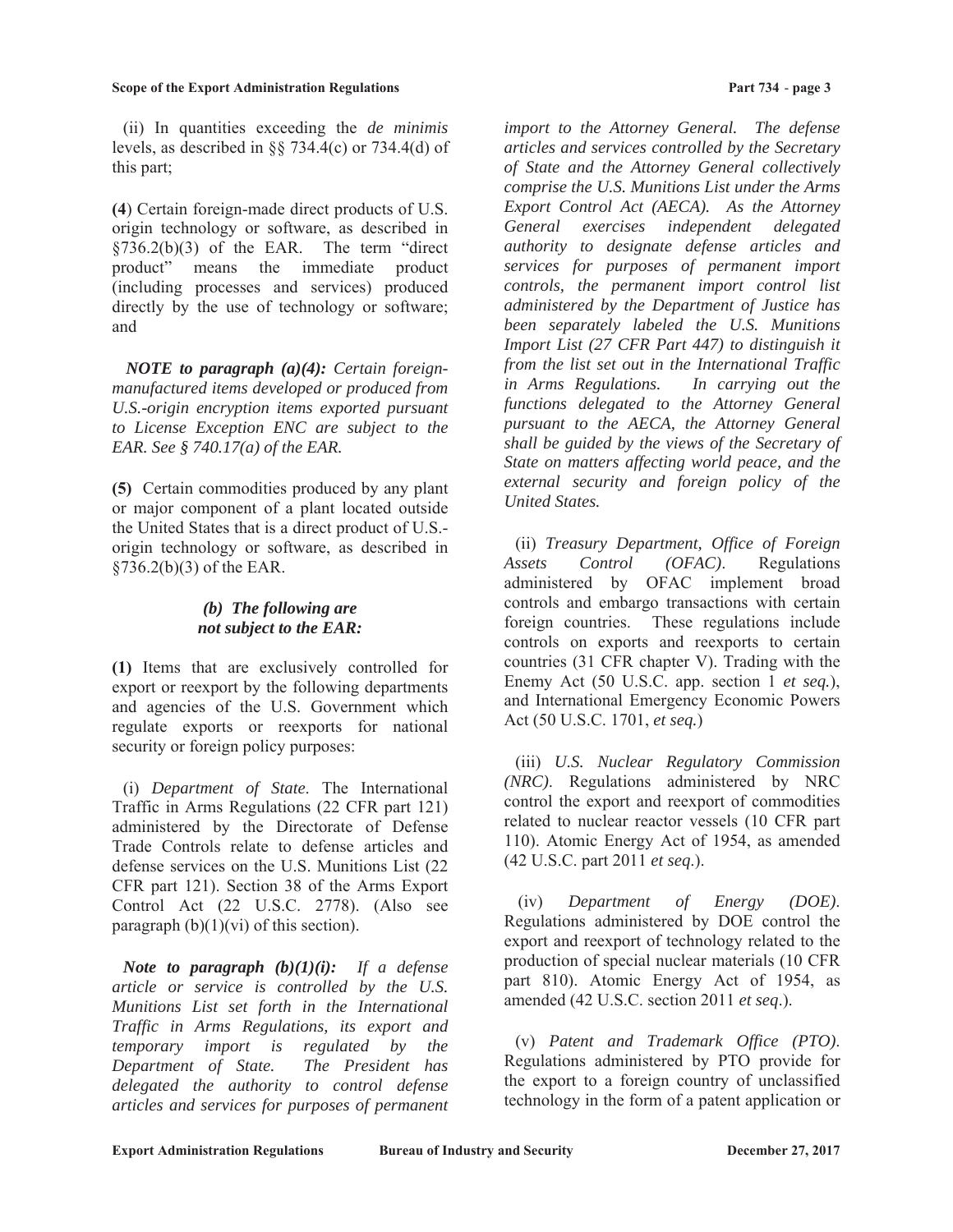(ii) In quantities exceeding the *de minimis* levels, as described in §§ 734.4(c) or 734.4(d) of this part;

**(4**) Certain foreign-made direct products of U.S. origin technology or software, as described in §736.2(b)(3) of the EAR. The term "direct product" means the immediate product (including processes and services) produced directly by the use of technology or software; and

***NOTE to paragraph (a)(4):*** *Certain foreign-manufactured items developed or produced from U.S.-origin encryption items exported pursuant to License Exception ENC are subject to the EAR. See § 740.17(a) of the EAR.*

**(5)** Certain commodities produced by any plant or major component of a plant located outside the United States that is a direct product of U.S.-origin technology or software, as described in §736.2(b)(3) of the EAR.

***(b) The following are not subject to the EAR:***

**(1)** Items that are exclusively controlled for export or reexport by the following departments and agencies of the U.S. Government which regulate exports or reexports for national security or foreign policy purposes:

(i) *Department of State*. The International Traffic in Arms Regulations (22 CFR part 121) administered by the Directorate of Defense Trade Controls relate to defense articles and defense services on the U.S. Munitions List (22 CFR part 121). Section 38 of the Arms Export Control Act (22 U.S.C. 2778). (Also see paragraph (b)(1)(vi) of this section).

***Note to paragraph (b)(1)(i):*** *If a defense article or service is controlled by the U.S. Munitions List set forth in the International Traffic in Arms Regulations, its export and temporary import is regulated by the Department of State. The President has delegated the authority to control defense articles and services for purposes of permanent import to the Attorney General. The defense articles and services controlled by the Secretary of State and the Attorney General collectively comprise the U.S. Munitions List under the Arms Export Control Act (AECA). As the Attorney General exercises independent delegated authority to designate defense articles and services for purposes of permanent import controls, the permanent import control list administered by the Department of Justice has been separately labeled the U.S. Munitions Import List (27 CFR Part 447) to distinguish it from the list set out in the International Traffic in Arms Regulations. In carrying out the functions delegated to the Attorney General pursuant to the AECA, the Attorney General shall be guided by the views of the Secretary of State on matters affecting world peace, and the external security and foreign policy of the United States.*

(ii) *Treasury Department, Office of Foreign Assets Control (OFAC)*. Regulations administered by OFAC implement broad controls and embargo transactions with certain foreign countries. These regulations include controls on exports and reexports to certain countries (31 CFR chapter V). Trading with the Enemy Act (50 U.S.C. app. section 1 *et seq.*), and International Emergency Economic Powers Act (50 U.S.C. 1701, *et seq.*)

(iii) *U.S. Nuclear Regulatory Commission (NRC)*. Regulations administered by NRC control the export and reexport of commodities related to nuclear reactor vessels (10 CFR part 110). Atomic Energy Act of 1954, as amended (42 U.S.C. part 2011 *et seq*.).

(iv) *Department of Energy (DOE)*. Regulations administered by DOE control the export and reexport of technology related to the production of special nuclear materials (10 CFR part 810). Atomic Energy Act of 1954, as amended (42 U.S.C. section 2011 *et seq*.).

(v) *Patent and Trademark Office (PTO)*. Regulations administered by PTO provide for the export to a foreign country of unclassified technology in the form of a patent application or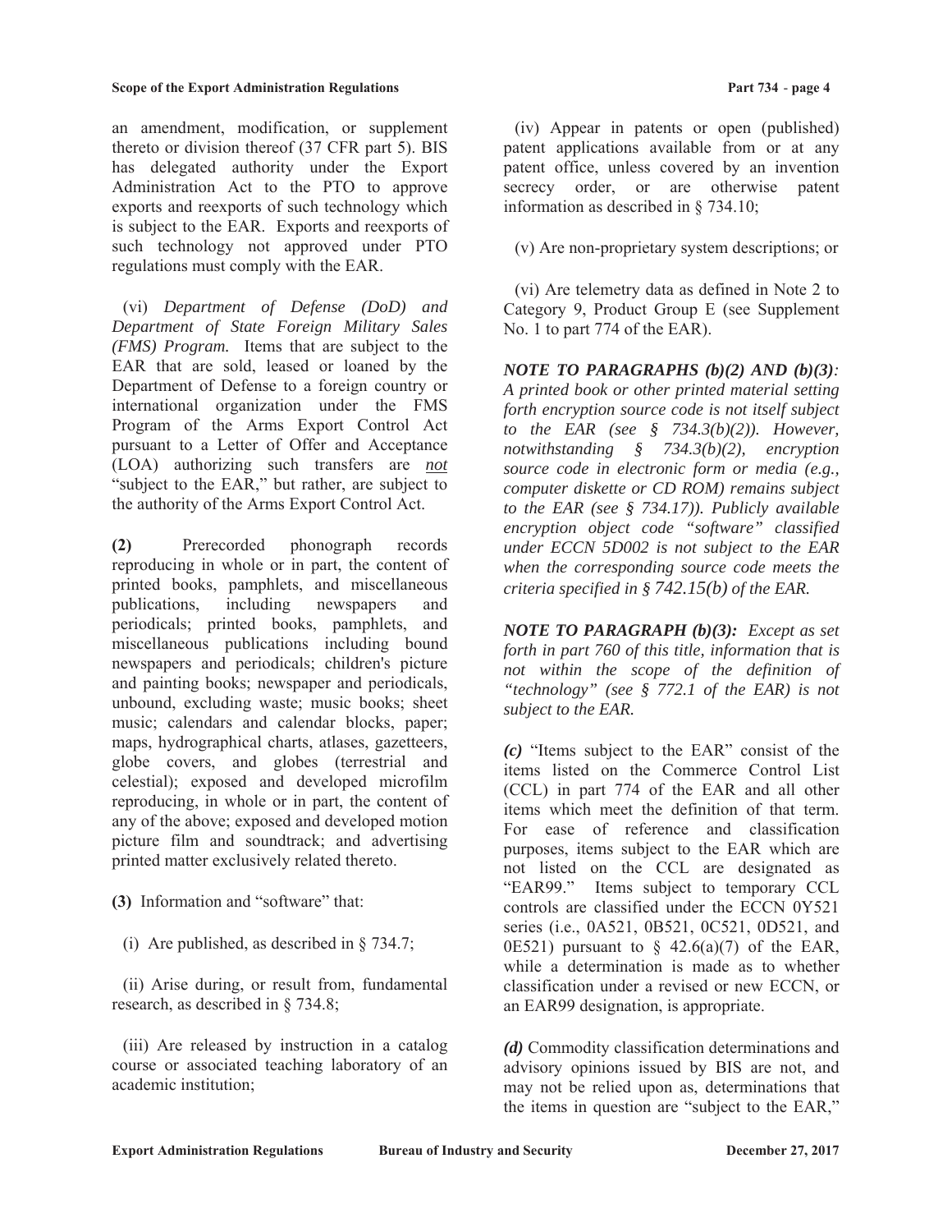an amendment, modification, or supplement thereto or division thereof (37 CFR part 5). BIS has delegated authority under the Export Administration Act to the PTO to approve exports and reexports of such technology which is subject to the EAR. Exports and reexports of such technology not approved under PTO regulations must comply with the EAR.

(vi) *Department of Defense (DoD) and Department of State Foreign Military Sales (FMS) Program.* Items that are subject to the EAR that are sold, leased or loaned by the Department of Defense to a foreign country or international organization under the FMS Program of the Arms Export Control Act pursuant to a Letter of Offer and Acceptance (LOA) authorizing such transfers are ***not*** "subject to the EAR," but rather, are subject to the authority of the Arms Export Control Act.

**(2)** Prerecorded phonograph records reproducing in whole or in part, the content of printed books, pamphlets, and miscellaneous publications, including newspapers and periodicals; printed books, pamphlets, and miscellaneous publications including bound newspapers and periodicals; children's picture and painting books; newspaper and periodicals, unbound, excluding waste; music books; sheet music; calendars and calendar blocks, paper; maps, hydrographical charts, atlases, gazetteers, globe covers, and globes (terrestrial and celestial); exposed and developed microfilm reproducing, in whole or in part, the content of any of the above; exposed and developed motion picture film and soundtrack; and advertising printed matter exclusively related thereto.

**(3)** Information and "software" that:

(i) Are published, as described in § 734.7;

(ii) Arise during, or result from, fundamental research, as described in § 734.8;

(iii) Are released by instruction in a catalog course or associated teaching laboratory of an academic institution;

(iv) Appear in patents or open (published) patent applications available from or at any patent office, unless covered by an invention secrecy order, or are otherwise patent information as described in § 734.10;

(v) Are non-proprietary system descriptions; or

(vi) Are telemetry data as defined in Note 2 to Category 9, Product Group E (see Supplement No. 1 to part 774 of the EAR).

***NOTE TO PARAGRAPHS (b)(2) AND (b)(3):*** *A printed book or other printed material setting forth encryption source code is not itself subject to the EAR (see § 734.3(b)(2)). However, notwithstanding § 734.3(b)(2), encryption source code in electronic form or media (e.g., computer diskette or CD ROM) remains subject to the EAR (see § 734.17)). Publicly available encryption object code "software" classified under ECCN 5D002 is not subject to the EAR when the corresponding source code meets the criteria specified in § 742.15(b) of the EAR.*

***NOTE TO PARAGRAPH (b)(3):*** *Except as set forth in part 760 of this title, information that is not within the scope of the definition of "technology" (see § 772.1 of the EAR) is not subject to the EAR.*

***(c)*** "Items subject to the EAR" consist of the items listed on the Commerce Control List (CCL) in part 774 of the EAR and all other items which meet the definition of that term. For ease of reference and classification purposes, items subject to the EAR which are not listed on the CCL are designated as "EAR99." Items subject to temporary CCL controls are classified under the ECCN 0Y521 series (i.e., 0A521, 0B521, 0C521, 0D521, and 0E521) pursuant to § 42.6(a)(7) of the EAR, while a determination is made as to whether classification under a revised or new ECCN, or an EAR99 designation, is appropriate.

***(d)*** Commodity classification determinations and advisory opinions issued by BIS are not, and may not be relied upon as, determinations that the items in question are "subject to the EAR,"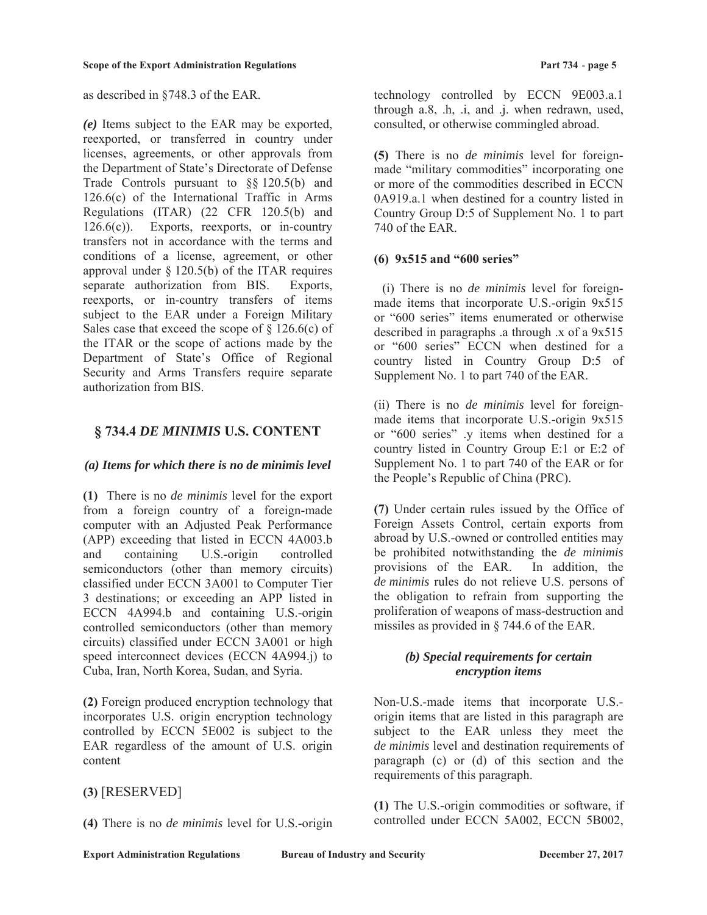as described in §748.3 of the EAR.

*(e)* Items subject to the EAR may be exported, reexported, or transferred in country under licenses, agreements, or other approvals from the Department of State's Directorate of Defense Trade Controls pursuant to §§ 120.5(b) and 126.6(c) of the International Traffic in Arms Regulations (ITAR) (22 CFR 120.5(b) and 126.6(c)). Exports, reexports, or in-country transfers not in accordance with the terms and conditions of a license, agreement, or other approval under § 120.5(b) of the ITAR requires separate authorization from BIS. Exports, reexports, or in-country transfers of items subject to the EAR under a Foreign Military Sales case that exceed the scope of § 126.6(c) of the ITAR or the scope of actions made by the Department of State's Office of Regional Security and Arms Transfers require separate authorization from BIS.

## § 734.4 *DE MINIMIS* U.S. CONTENT

### *(a) Items for which there is no de minimis level*

**(1)** There is no *de minimis* level for the export from a foreign country of a foreign-made computer with an Adjusted Peak Performance (APP) exceeding that listed in ECCN 4A003.b and containing U.S.-origin controlled semiconductors (other than memory circuits) classified under ECCN 3A001 to Computer Tier 3 destinations; or exceeding an APP listed in ECCN 4A994.b and containing U.S.-origin controlled semiconductors (other than memory circuits) classified under ECCN 3A001 or high speed interconnect devices (ECCN 4A994.j) to Cuba, Iran, North Korea, Sudan, and Syria.

**(2)** Foreign produced encryption technology that incorporates U.S. origin encryption technology controlled by ECCN 5E002 is subject to the EAR regardless of the amount of U.S. origin content

**(3)** [RESERVED]

**(4)** There is no *de minimis* level for U.S.-origin technology controlled by ECCN 9E003.a.1 through a.8, .h, .i, and .j. when redrawn, used, consulted, or otherwise commingled abroad.

**(5)** There is no *de minimis* level for foreign-made "military commodities" incorporating one or more of the commodities described in ECCN 0A919.a.1 when destined for a country listed in Country Group D:5 of Supplement No. 1 to part 740 of the EAR.

**(6) 9x515 and "600 series"**

(i) There is no *de minimis* level for foreign-made items that incorporate U.S.-origin 9x515 or "600 series" items enumerated or otherwise described in paragraphs .a through .x of a 9x515 or "600 series" ECCN when destined for a country listed in Country Group D:5 of Supplement No. 1 to part 740 of the EAR.

(ii) There is no *de minimis* level for foreign-made items that incorporate U.S.-origin 9x515 or "600 series" .y items when destined for a country listed in Country Group E:1 or E:2 of Supplement No. 1 to part 740 of the EAR or for the People's Republic of China (PRC).

**(7)** Under certain rules issued by the Office of Foreign Assets Control, certain exports from abroad by U.S.-owned or controlled entities may be prohibited notwithstanding the *de minimis* provisions of the EAR. In addition, the *de minimis* rules do not relieve U.S. persons of the obligation to refrain from supporting the proliferation of weapons of mass-destruction and missiles as provided in § 744.6 of the EAR.

### *(b) Special requirements for certain encryption items*

Non-U.S.-made items that incorporate U.S.-origin items that are listed in this paragraph are subject to the EAR unless they meet the *de minimis* level and destination requirements of paragraph (c) or (d) of this section and the requirements of this paragraph.

**(1)** The U.S.-origin commodities or software, if controlled under ECCN 5A002, ECCN 5B002,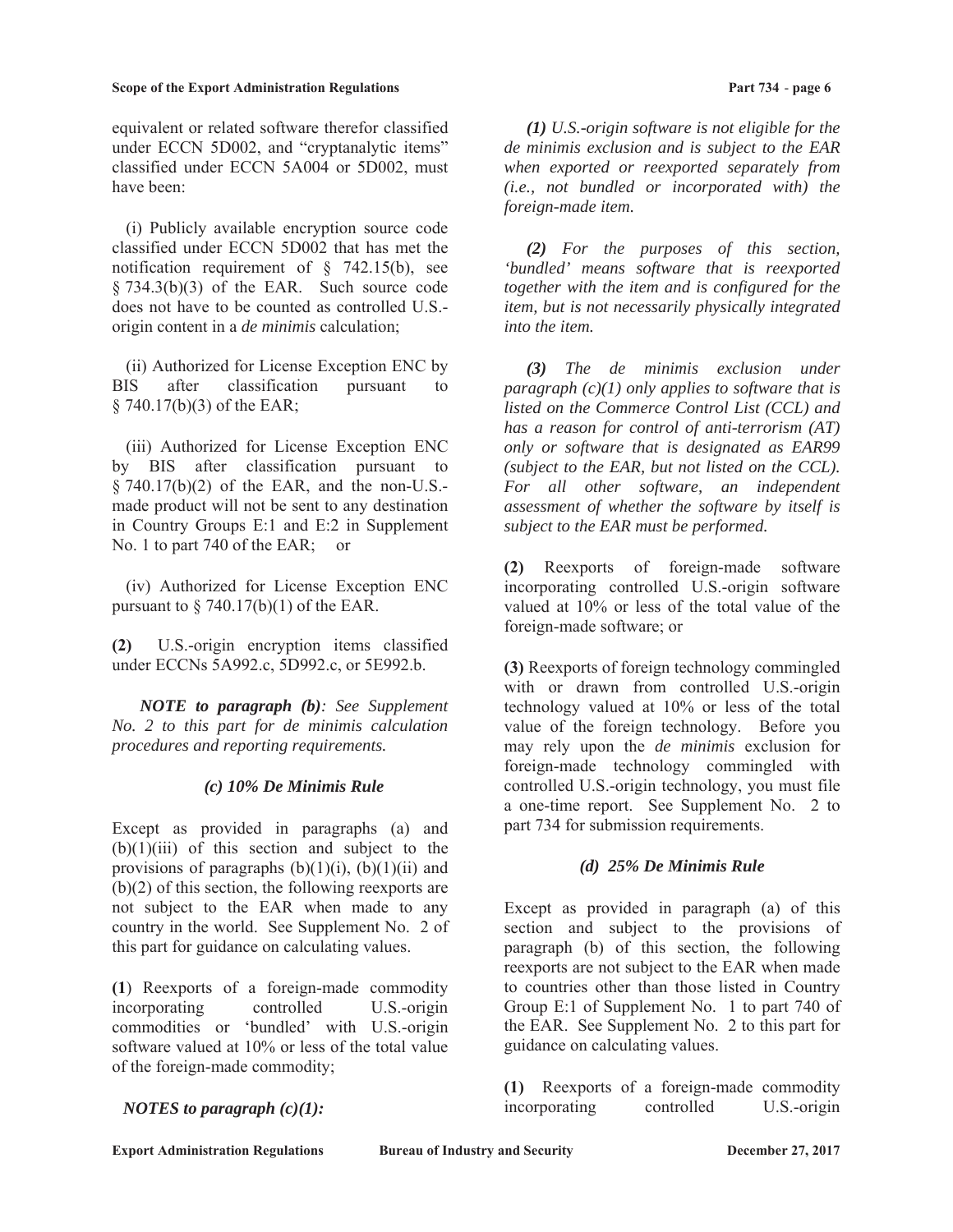equivalent or related software therefor classified under ECCN 5D002, and "cryptanalytic items" classified under ECCN 5A004 or 5D002, must have been:

(i) Publicly available encryption source code classified under ECCN 5D002 that has met the notification requirement of § 742.15(b), see § 734.3(b)(3) of the EAR. Such source code does not have to be counted as controlled U.S.-origin content in a *de minimis* calculation;

(ii) Authorized for License Exception ENC by BIS after classification pursuant to § 740.17(b)(3) of the EAR;

(iii) Authorized for License Exception ENC by BIS after classification pursuant to § 740.17(b)(2) of the EAR, and the non-U.S.-made product will not be sent to any destination in Country Groups E:1 and E:2 in Supplement No. 1 to part 740 of the EAR; or

(iv) Authorized for License Exception ENC pursuant to § 740.17(b)(1) of the EAR.

**(2)** U.S.-origin encryption items classified under ECCNs 5A992.c, 5D992.c, or 5E992.b.

***NOTE to paragraph (b)****: See Supplement No. 2 to this part for de minimis calculation procedures and reporting requirements.*

### *(c) 10% De Minimis Rule*

Except as provided in paragraphs (a) and (b)(1)(iii) of this section and subject to the provisions of paragraphs (b)(1)(i), (b)(1)(ii) and (b)(2) of this section, the following reexports are not subject to the EAR when made to any country in the world. See Supplement No. 2 of this part for guidance on calculating values.

**(1**) Reexports of a foreign-made commodity incorporating controlled U.S.-origin commodities or 'bundled' with U.S.-origin software valued at 10% or less of the total value of the foreign-made commodity;

***NOTES to paragraph (c)(1):***

***(1)*** *U.S.-origin software is not eligible for the de minimis exclusion and is subject to the EAR when exported or reexported separately from (i.e., not bundled or incorporated with) the foreign-made item.*

***(2)*** *For the purposes of this section, 'bundled' means software that is reexported together with the item and is configured for the item, but is not necessarily physically integrated into the item.*

***(3)*** *The de minimis exclusion under paragraph (c)(1) only applies to software that is listed on the Commerce Control List (CCL) and has a reason for control of anti-terrorism (AT) only or software that is designated as EAR99 (subject to the EAR, but not listed on the CCL). For all other software, an independent assessment of whether the software by itself is subject to the EAR must be performed.*

**(2)** Reexports of foreign-made software incorporating controlled U.S.-origin software valued at 10% or less of the total value of the foreign-made software; or

**(3)** Reexports of foreign technology commingled with or drawn from controlled U.S.-origin technology valued at 10% or less of the total value of the foreign technology. Before you may rely upon the *de minimis* exclusion for foreign-made technology commingled with controlled U.S.-origin technology, you must file a one-time report. See Supplement No. 2 to part 734 for submission requirements.

### *(d) 25% De Minimis Rule*

Except as provided in paragraph (a) of this section and subject to the provisions of paragraph (b) of this section, the following reexports are not subject to the EAR when made to countries other than those listed in Country Group E:1 of Supplement No. 1 to part 740 of the EAR. See Supplement No. 2 to this part for guidance on calculating values.

**(1)** Reexports of a foreign-made commodity incorporating controlled U.S.-origin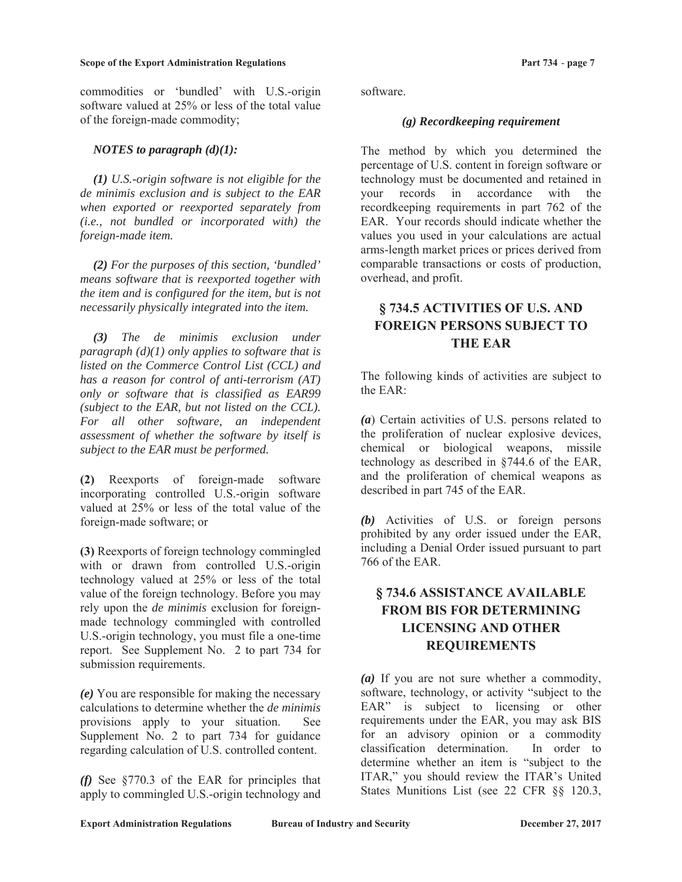commodities or ‘bundled’ with U.S.-origin software valued at 25% or less of the total value of the foreign-made commodity;

*NOTES to paragraph (d)(1):*

***(1)*** *U.S.-origin software is not eligible for the de minimis exclusion and is subject to the EAR when exported or reexported separately from (i.e., not bundled or incorporated with) the foreign-made item.*

***(2)*** *For the purposes of this section, ‘bundled’ means software that is reexported together with the item and is configured for the item, but is not necessarily physically integrated into the item.*

***(3)*** *The de minimis exclusion under paragraph (d)(1) only applies to software that is listed on the Commerce Control List (CCL) and has a reason for control of anti-terrorism (AT) only or software that is classified as EAR99 (subject to the EAR, but not listed on the CCL). For all other software, an independent assessment of whether the software by itself is subject to the EAR must be performed.*

**(2)** Reexports of foreign-made software incorporating controlled U.S.-origin software valued at 25% or less of the total value of the foreign-made software; or

**(3)** Reexports of foreign technology commingled with or drawn from controlled U.S.-origin technology valued at 25% or less of the total value of the foreign technology. Before you may rely upon the *de minimis* exclusion for foreign-made technology commingled with controlled U.S.-origin technology, you must file a one-time report. See Supplement No. 2 to part 734 for submission requirements.

***(e)*** You are responsible for making the necessary calculations to determine whether the *de minimis* provisions apply to your situation. See Supplement No. 2 to part 734 for guidance regarding calculation of U.S. controlled content.

***(f)*** See §770.3 of the EAR for principles that apply to commingled U.S.-origin technology and software.

***(g) Recordkeeping requirement***

The method by which you determined the percentage of U.S. content in foreign software or technology must be documented and retained in your records in accordance with the recordkeeping requirements in part 762 of the EAR. Your records should indicate whether the values you used in your calculations are actual arms-length market prices or prices derived from comparable transactions or costs of production, overhead, and profit.

## § 734.5 ACTIVITIES OF U.S. AND FOREIGN PERSONS SUBJECT TO THE EAR

The following kinds of activities are subject to the EAR:

***(a)*** Certain activities of U.S. persons related to the proliferation of nuclear explosive devices, chemical or biological weapons, missile technology as described in §744.6 of the EAR, and the proliferation of chemical weapons as described in part 745 of the EAR.

***(b)*** Activities of U.S. or foreign persons prohibited by any order issued under the EAR, including a Denial Order issued pursuant to part 766 of the EAR.

## § 734.6 ASSISTANCE AVAILABLE FROM BIS FOR DETERMINING LICENSING AND OTHER REQUIREMENTS

***(a)*** If you are not sure whether a commodity, software, technology, or activity “subject to the EAR” is subject to licensing or other requirements under the EAR, you may ask BIS for an advisory opinion or a commodity classification determination. In order to determine whether an item is “subject to the ITAR,” you should review the ITAR’s United States Munitions List (see 22 CFR §§ 120.3,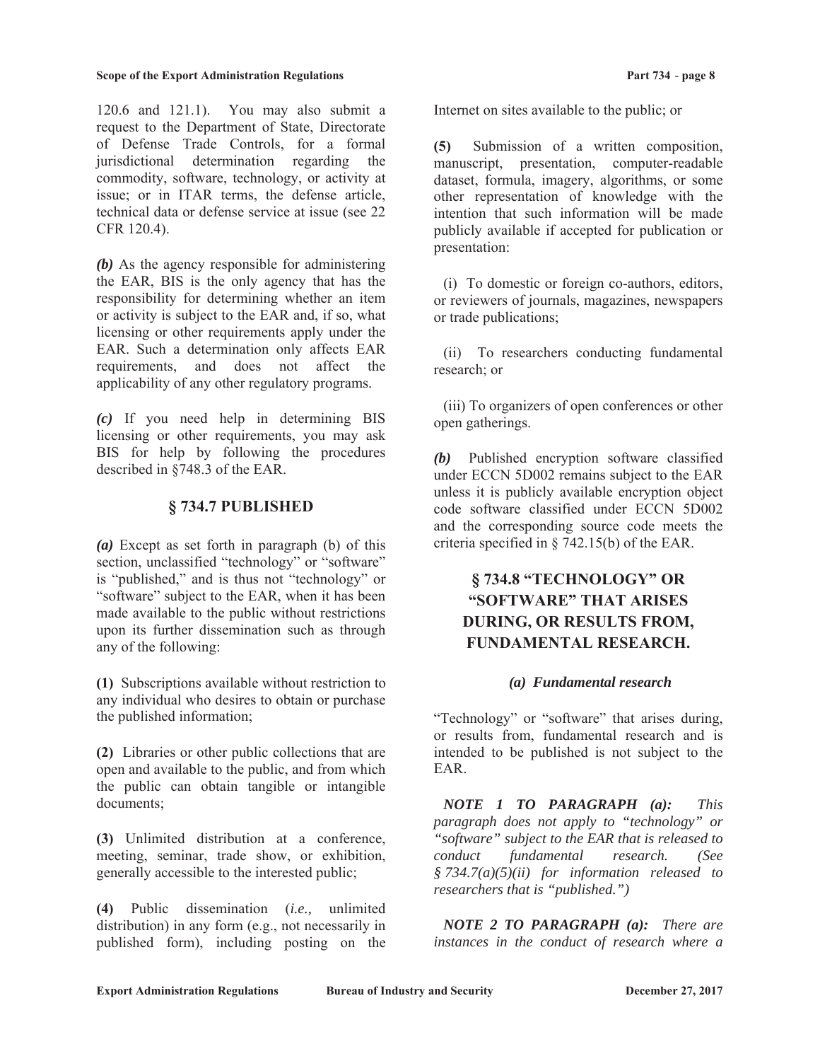120.6 and 121.1). You may also submit a request to the Department of State, Directorate of Defense Trade Controls, for a formal jurisdictional determination regarding the commodity, software, technology, or activity at issue; or in ITAR terms, the defense article, technical data or defense service at issue (see 22 CFR 120.4).

***(b)*** As the agency responsible for administering the EAR, BIS is the only agency that has the responsibility for determining whether an item or activity is subject to the EAR and, if so, what licensing or other requirements apply under the EAR. Such a determination only affects EAR requirements, and does not affect the applicability of any other regulatory programs.

***(c)*** If you need help in determining BIS licensing or other requirements, you may ask BIS for help by following the procedures described in §748.3 of the EAR.

## § 734.7 PUBLISHED

***(a)*** Except as set forth in paragraph (b) of this section, unclassified "technology" or "software" is "published," and is thus not "technology" or "software" subject to the EAR, when it has been made available to the public without restrictions upon its further dissemination such as through any of the following:

**(1)** Subscriptions available without restriction to any individual who desires to obtain or purchase the published information;

**(2)** Libraries or other public collections that are open and available to the public, and from which the public can obtain tangible or intangible documents;

**(3)** Unlimited distribution at a conference, meeting, seminar, trade show, or exhibition, generally accessible to the interested public;

**(4)** Public dissemination (*i.e.,* unlimited distribution) in any form (e.g., not necessarily in published form), including posting on the Internet on sites available to the public; or

**(5)** Submission of a written composition, manuscript, presentation, computer-readable dataset, formula, imagery, algorithms, or some other representation of knowledge with the intention that such information will be made publicly available if accepted for publication or presentation:

(i) To domestic or foreign co-authors, editors, or reviewers of journals, magazines, newspapers or trade publications;

(ii) To researchers conducting fundamental research; or

(iii) To organizers of open conferences or other open gatherings.

***(b)*** Published encryption software classified under ECCN 5D002 remains subject to the EAR unless it is publicly available encryption object code software classified under ECCN 5D002 and the corresponding source code meets the criteria specified in § 742.15(b) of the EAR.

## § 734.8 "TECHNOLOGY" OR "SOFTWARE" THAT ARISES DURING, OR RESULTS FROM, FUNDAMENTAL RESEARCH.

### *(a) Fundamental research*

"Technology" or "software" that arises during, or results from, fundamental research and is intended to be published is not subject to the EAR.

***NOTE 1 TO PARAGRAPH (a):*** *This paragraph does not apply to "technology" or "software" subject to the EAR that is released to conduct fundamental research. (See § 734.7(a)(5)(ii) for information released to researchers that is "published.")*

***NOTE 2 TO PARAGRAPH (a):*** *There are instances in the conduct of research where a*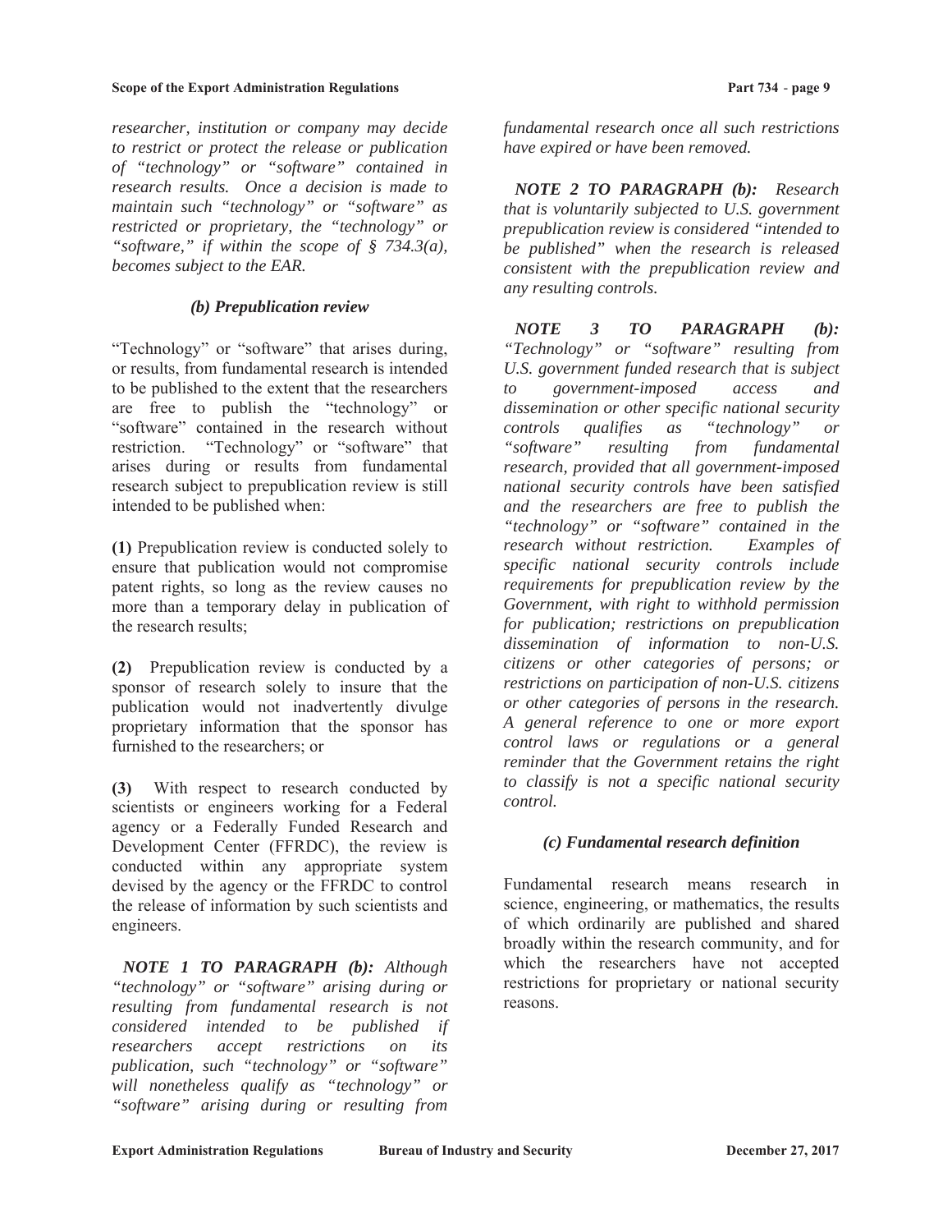*researcher, institution or company may decide to restrict or protect the release or publication of "technology" or "software" contained in research results. Once a decision is made to maintain such "technology" or "software" as restricted or proprietary, the "technology" or "software," if within the scope of § 734.3(a), becomes subject to the EAR.*

### *(b) Prepublication review*

"Technology" or "software" that arises during, or results, from fundamental research is intended to be published to the extent that the researchers are free to publish the "technology" or "software" contained in the research without restriction. "Technology" or "software" that arises during or results from fundamental research subject to prepublication review is still intended to be published when:

**(1)** Prepublication review is conducted solely to ensure that publication would not compromise patent rights, so long as the review causes no more than a temporary delay in publication of the research results;

**(2)** Prepublication review is conducted by a sponsor of research solely to insure that the publication would not inadvertently divulge proprietary information that the sponsor has furnished to the researchers; or

**(3)** With respect to research conducted by scientists or engineers working for a Federal agency or a Federally Funded Research and Development Center (FFRDC), the review is conducted within any appropriate system devised by the agency or the FFRDC to control the release of information by such scientists and engineers.

***NOTE 1 TO PARAGRAPH (b):*** *Although "technology" or "software" arising during or resulting from fundamental research is not considered intended to be published if researchers accept restrictions on its publication, such "technology" or "software" will nonetheless qualify as "technology" or "software" arising during or resulting from fundamental research once all such restrictions have expired or have been removed.*

***NOTE 2 TO PARAGRAPH (b):*** *Research that is voluntarily subjected to U.S. government prepublication review is considered "intended to be published" when the research is released consistent with the prepublication review and any resulting controls.*

***NOTE 3 TO PARAGRAPH (b):*** *"Technology" or "software" resulting from U.S. government funded research that is subject to government-imposed access and dissemination or other specific national security controls qualifies as "technology" or "software" resulting from fundamental research, provided that all government-imposed national security controls have been satisfied and the researchers are free to publish the "technology" or "software" contained in the research without restriction. Examples of specific national security controls include requirements for prepublication review by the Government, with right to withhold permission for publication; restrictions on prepublication dissemination of information to non-U.S. citizens or other categories of persons; or restrictions on participation of non-U.S. citizens or other categories of persons in the research. A general reference to one or more export control laws or regulations or a general reminder that the Government retains the right to classify is not a specific national security control.*

### *(c) Fundamental research definition*

Fundamental research means research in science, engineering, or mathematics, the results of which ordinarily are published and shared broadly within the research community, and for which the researchers have not accepted restrictions for proprietary or national security reasons.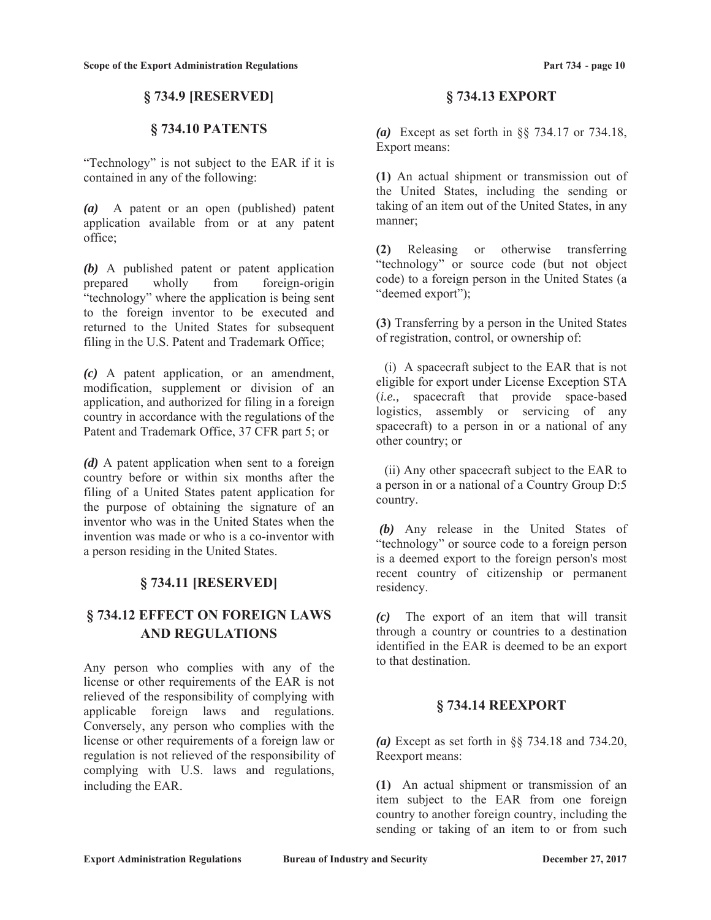## § 734.9 [RESERVED]

## § 734.10 PATENTS

"Technology" is not subject to the EAR if it is contained in any of the following:

***(a)*** A patent or an open (published) patent application available from or at any patent office;

***(b)*** A published patent or patent application prepared wholly from foreign-origin "technology" where the application is being sent to the foreign inventor to be executed and returned to the United States for subsequent filing in the U.S. Patent and Trademark Office;

***(c)*** A patent application, or an amendment, modification, supplement or division of an application, and authorized for filing in a foreign country in accordance with the regulations of the Patent and Trademark Office, 37 CFR part 5; or

***(d)*** A patent application when sent to a foreign country before or within six months after the filing of a United States patent application for the purpose of obtaining the signature of an inventor who was in the United States when the invention was made or who is a co-inventor with a person residing in the United States.

## § 734.11 [RESERVED]

## § 734.12 EFFECT ON FOREIGN LAWS AND REGULATIONS

Any person who complies with any of the license or other requirements of the EAR is not relieved of the responsibility of complying with applicable foreign laws and regulations. Conversely, any person who complies with the license or other requirements of a foreign law or regulation is not relieved of the responsibility of complying with U.S. laws and regulations, including the EAR.

## § 734.13 EXPORT

***(a)*** Except as set forth in §§ 734.17 or 734.18, Export means:

**(1)** An actual shipment or transmission out of the United States, including the sending or taking of an item out of the United States, in any manner;

**(2)** Releasing or otherwise transferring "technology" or source code (but not object code) to a foreign person in the United States (a "deemed export");

**(3)** Transferring by a person in the United States of registration, control, or ownership of:

(i) A spacecraft subject to the EAR that is not eligible for export under License Exception STA (*i.e.,* spacecraft that provide space-based logistics, assembly or servicing of any spacecraft) to a person in or a national of any other country; or

(ii) Any other spacecraft subject to the EAR to a person in or a national of a Country Group D:5 country.

***(b)*** Any release in the United States of "technology" or source code to a foreign person is a deemed export to the foreign person's most recent country of citizenship or permanent residency.

***(c)*** The export of an item that will transit through a country or countries to a destination identified in the EAR is deemed to be an export to that destination.

## § 734.14 REEXPORT

***(a)*** Except as set forth in §§ 734.18 and 734.20, Reexport means:

**(1)** An actual shipment or transmission of an item subject to the EAR from one foreign country to another foreign country, including the sending or taking of an item to or from such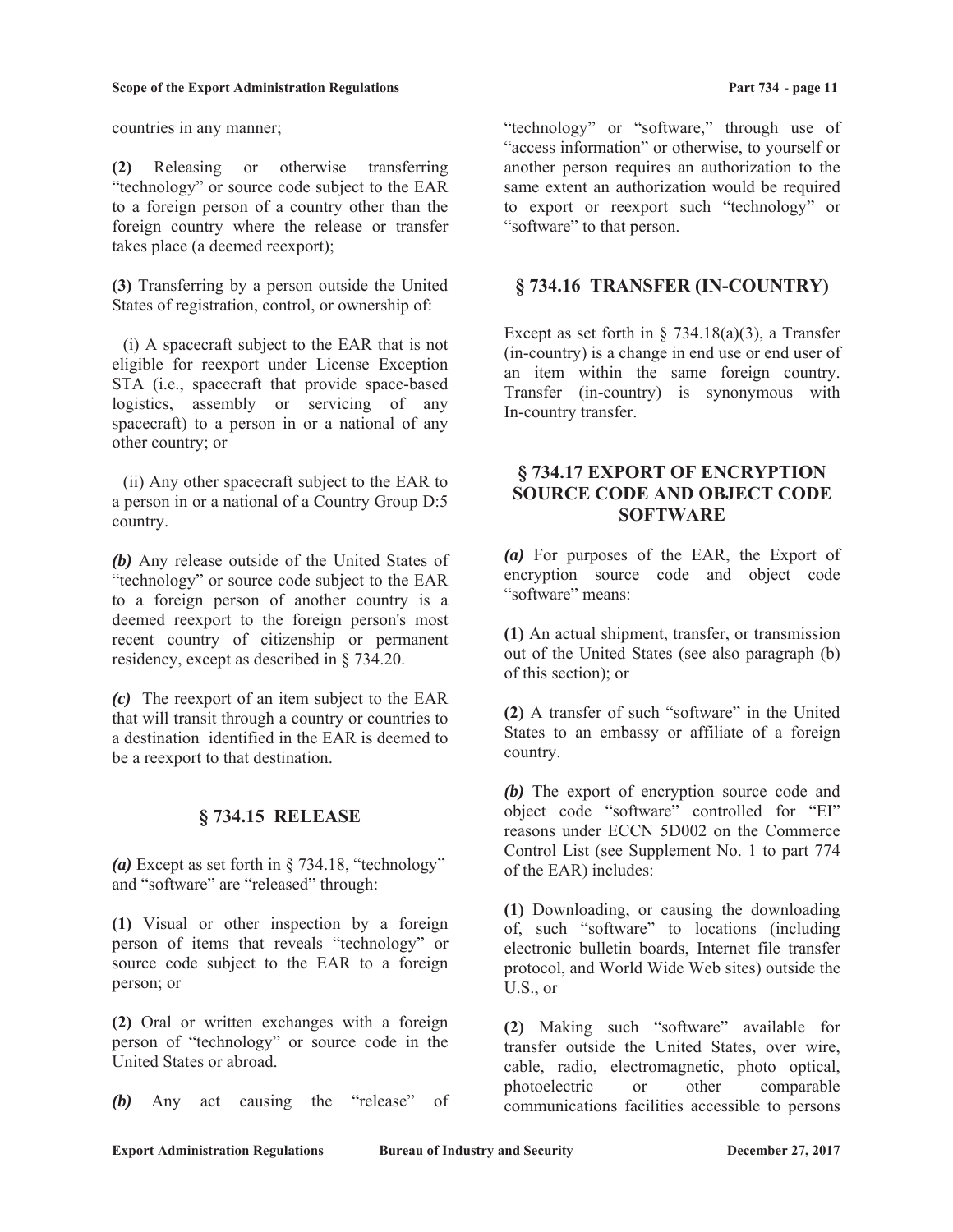countries in any manner;

**(2)** Releasing or otherwise transferring "technology" or source code subject to the EAR to a foreign person of a country other than the foreign country where the release or transfer takes place (a deemed reexport);

**(3)** Transferring by a person outside the United States of registration, control, or ownership of:

(i) A spacecraft subject to the EAR that is not eligible for reexport under License Exception STA (i.e., spacecraft that provide space-based logistics, assembly or servicing of any spacecraft) to a person in or a national of any other country; or

(ii) Any other spacecraft subject to the EAR to a person in or a national of a Country Group D:5 country.

***(b)*** Any release outside of the United States of "technology" or source code subject to the EAR to a foreign person of another country is a deemed reexport to the foreign person's most recent country of citizenship or permanent residency, except as described in § 734.20.

***(c)*** The reexport of an item subject to the EAR that will transit through a country or countries to a destination identified in the EAR is deemed to be a reexport to that destination.

## § 734.15 RELEASE

***(a)*** Except as set forth in § 734.18, "technology" and "software" are "released" through:

**(1)** Visual or other inspection by a foreign person of items that reveals "technology" or source code subject to the EAR to a foreign person; or

**(2)** Oral or written exchanges with a foreign person of "technology" or source code in the United States or abroad.

***(b)*** Any act causing the "release" of "technology" or "software," through use of "access information" or otherwise, to yourself or another person requires an authorization to the same extent an authorization would be required to export or reexport such "technology" or "software" to that person.

## § 734.16 TRANSFER (IN-COUNTRY)

Except as set forth in § 734.18(a)(3), a Transfer (in-country) is a change in end use or end user of an item within the same foreign country. Transfer (in-country) is synonymous with In-country transfer.

## § 734.17 EXPORT OF ENCRYPTION SOURCE CODE AND OBJECT CODE SOFTWARE

***(a)*** For purposes of the EAR, the Export of encryption source code and object code "software" means:

**(1)** An actual shipment, transfer, or transmission out of the United States (see also paragraph (b) of this section); or

**(2)** A transfer of such "software" in the United States to an embassy or affiliate of a foreign country.

***(b)*** The export of encryption source code and object code "software" controlled for "EI" reasons under ECCN 5D002 on the Commerce Control List (see Supplement No. 1 to part 774 of the EAR) includes:

**(1)** Downloading, or causing the downloading of, such "software" to locations (including electronic bulletin boards, Internet file transfer protocol, and World Wide Web sites) outside the U.S., or

**(2)** Making such "software" available for transfer outside the United States, over wire, cable, radio, electromagnetic, photo optical, photoelectric or other comparable communications facilities accessible to persons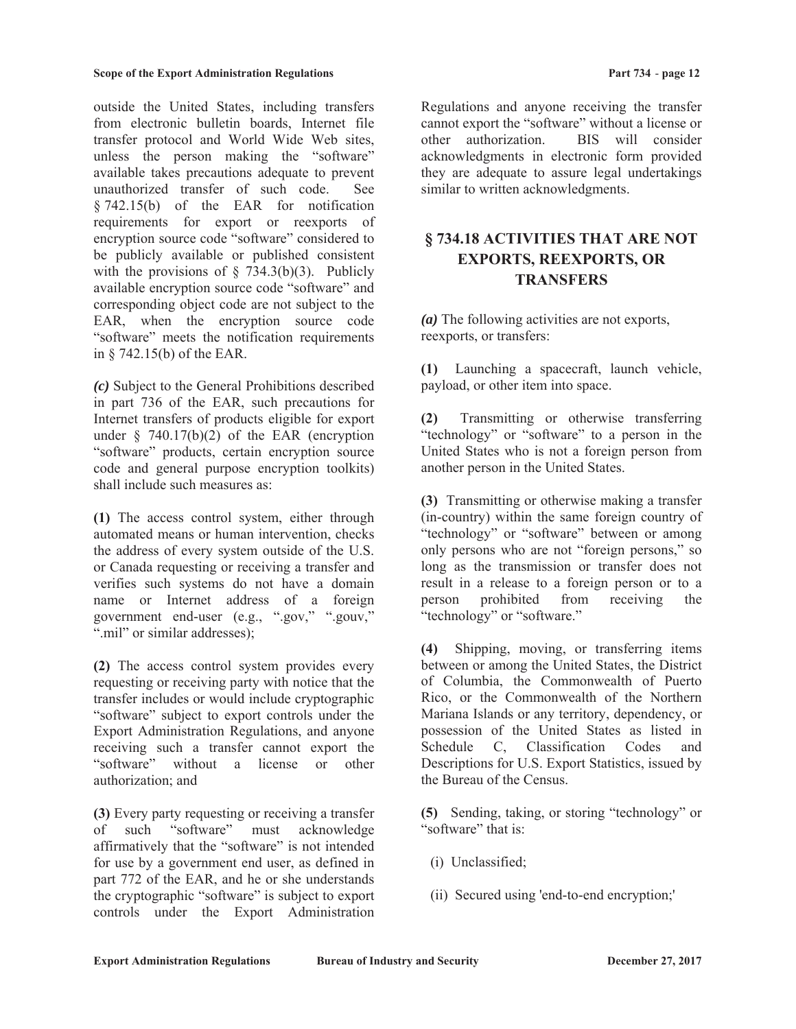outside the United States, including transfers from electronic bulletin boards, Internet file transfer protocol and World Wide Web sites, unless the person making the "software" available takes precautions adequate to prevent unauthorized transfer of such code. See § 742.15(b) of the EAR for notification requirements for export or reexports of encryption source code "software" considered to be publicly available or published consistent with the provisions of § 734.3(b)(3). Publicly available encryption source code "software" and corresponding object code are not subject to the EAR, when the encryption source code "software" meets the notification requirements in § 742.15(b) of the EAR.

***(c)*** Subject to the General Prohibitions described in part 736 of the EAR, such precautions for Internet transfers of products eligible for export under § 740.17(b)(2) of the EAR (encryption "software" products, certain encryption source code and general purpose encryption toolkits) shall include such measures as:

**(1)** The access control system, either through automated means or human intervention, checks the address of every system outside of the U.S. or Canada requesting or receiving a transfer and verifies such systems do not have a domain name or Internet address of a foreign government end-user (e.g., ".gov," ".gouv," ".mil" or similar addresses);

**(2)** The access control system provides every requesting or receiving party with notice that the transfer includes or would include cryptographic "software" subject to export controls under the Export Administration Regulations, and anyone receiving such a transfer cannot export the "software" without a license or other authorization; and

**(3)** Every party requesting or receiving a transfer of such "software" must acknowledge affirmatively that the "software" is not intended for use by a government end user, as defined in part 772 of the EAR, and he or she understands the cryptographic "software" is subject to export controls under the Export Administration Regulations and anyone receiving the transfer cannot export the "software" without a license or other authorization. BIS will consider acknowledgments in electronic form provided they are adequate to assure legal undertakings similar to written acknowledgments.

## § 734.18 ACTIVITIES THAT ARE NOT EXPORTS, REEXPORTS, OR TRANSFERS

***(a)*** The following activities are not exports, reexports, or transfers:

**(1)** Launching a spacecraft, launch vehicle, payload, or other item into space.

**(2)** Transmitting or otherwise transferring "technology" or "software" to a person in the United States who is not a foreign person from another person in the United States.

**(3)** Transmitting or otherwise making a transfer (in-country) within the same foreign country of "technology" or "software" between or among only persons who are not "foreign persons," so long as the transmission or transfer does not result in a release to a foreign person or to a person prohibited from receiving the "technology" or "software."

**(4)** Shipping, moving, or transferring items between or among the United States, the District of Columbia, the Commonwealth of Puerto Rico, or the Commonwealth of the Northern Mariana Islands or any territory, dependency, or possession of the United States as listed in Schedule C, Classification Codes and Descriptions for U.S. Export Statistics, issued by the Bureau of the Census.

**(5)** Sending, taking, or storing "technology" or "software" that is:

(i) Unclassified;

(ii) Secured using 'end-to-end encryption;'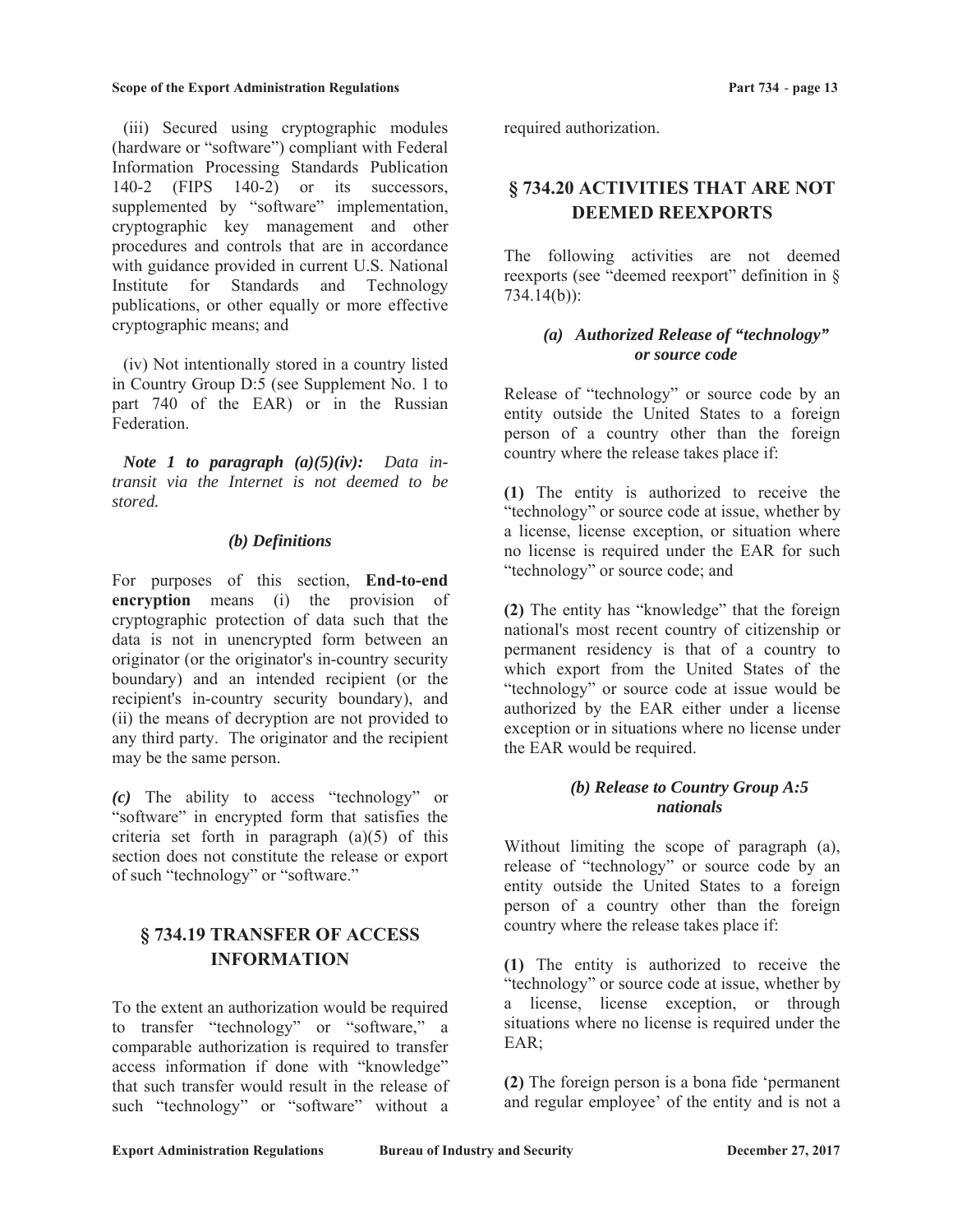(iii) Secured using cryptographic modules (hardware or "software") compliant with Federal Information Processing Standards Publication 140-2 (FIPS 140-2) or its successors, supplemented by "software" implementation, cryptographic key management and other procedures and controls that are in accordance with guidance provided in current U.S. National Institute for Standards and Technology publications, or other equally or more effective cryptographic means; and

(iv) Not intentionally stored in a country listed in Country Group D:5 (see Supplement No. 1 to part 740 of the EAR) or in the Russian Federation.

*Note 1 to paragraph (a)(5)(iv): Data in-transit via the Internet is not deemed to be stored.*

### *(b) Definitions*

For purposes of this section, **End-to-end encryption** means (i) the provision of cryptographic protection of data such that the data is not in unencrypted form between an originator (or the originator's in-country security boundary) and an intended recipient (or the recipient's in-country security boundary), and (ii) the means of decryption are not provided to any third party. The originator and the recipient may be the same person.

***(c)*** The ability to access "technology" or "software" in encrypted form that satisfies the criteria set forth in paragraph (a)(5) of this section does not constitute the release or export of such "technology" or "software."

## § 734.19 TRANSFER OF ACCESS INFORMATION

To the extent an authorization would be required to transfer "technology" or "software," a comparable authorization is required to transfer access information if done with "knowledge" that such transfer would result in the release of such "technology" or "software" without a required authorization.

## § 734.20 ACTIVITIES THAT ARE NOT DEEMED REEXPORTS

The following activities are not deemed reexports (see "deemed reexport" definition in § 734.14(b)):

### *(a) Authorized Release of "technology" or source code*

Release of "technology" or source code by an entity outside the United States to a foreign person of a country other than the foreign country where the release takes place if:

**(1)** The entity is authorized to receive the "technology" or source code at issue, whether by a license, license exception, or situation where no license is required under the EAR for such "technology" or source code; and

**(2)** The entity has "knowledge" that the foreign national's most recent country of citizenship or permanent residency is that of a country to which export from the United States of the "technology" or source code at issue would be authorized by the EAR either under a license exception or in situations where no license under the EAR would be required.

### *(b) Release to Country Group A:5 nationals*

Without limiting the scope of paragraph (a), release of "technology" or source code by an entity outside the United States to a foreign person of a country other than the foreign country where the release takes place if:

**(1)** The entity is authorized to receive the "technology" or source code at issue, whether by a license, license exception, or through situations where no license is required under the EAR;

**(2)** The foreign person is a bona fide 'permanent and regular employee' of the entity and is not a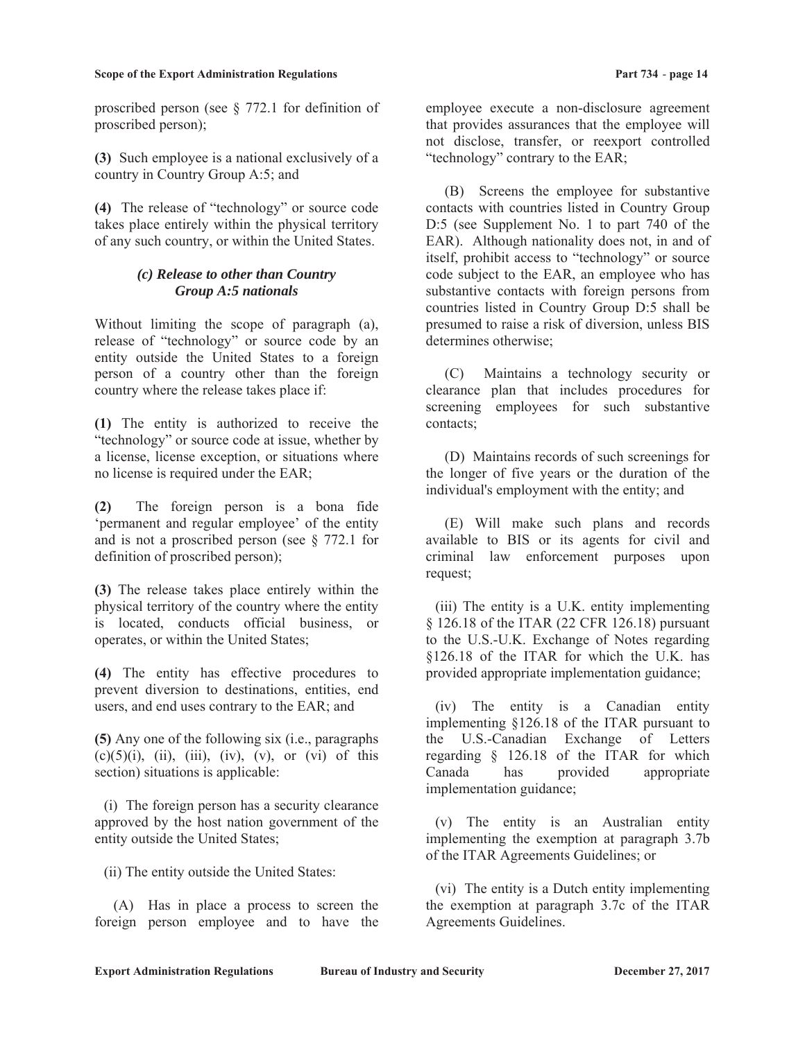proscribed person (see § 772.1 for definition of proscribed person);

**(3)** Such employee is a national exclusively of a country in Country Group A:5; and

**(4)** The release of "technology" or source code takes place entirely within the physical territory of any such country, or within the United States.

### *(c) Release to other than Country Group A:5 nationals*

Without limiting the scope of paragraph (a), release of "technology" or source code by an entity outside the United States to a foreign person of a country other than the foreign country where the release takes place if:

**(1)** The entity is authorized to receive the "technology" or source code at issue, whether by a license, license exception, or situations where no license is required under the EAR;

**(2)** The foreign person is a bona fide 'permanent and regular employee' of the entity and is not a proscribed person (see § 772.1 for definition of proscribed person);

**(3)** The release takes place entirely within the physical territory of the country where the entity is located, conducts official business, or operates, or within the United States;

**(4)** The entity has effective procedures to prevent diversion to destinations, entities, end users, and end uses contrary to the EAR; and

**(5)** Any one of the following six (i.e., paragraphs (c)(5)(i), (ii), (iii), (iv), (v), or (vi) of this section) situations is applicable:

(i) The foreign person has a security clearance approved by the host nation government of the entity outside the United States;

(ii) The entity outside the United States:

(A) Has in place a process to screen the foreign person employee and to have the employee execute a non-disclosure agreement that provides assurances that the employee will not disclose, transfer, or reexport controlled "technology" contrary to the EAR;

(B) Screens the employee for substantive contacts with countries listed in Country Group D:5 (see Supplement No. 1 to part 740 of the EAR). Although nationality does not, in and of itself, prohibit access to "technology" or source code subject to the EAR, an employee who has substantive contacts with foreign persons from countries listed in Country Group D:5 shall be presumed to raise a risk of diversion, unless BIS determines otherwise;

(C) Maintains a technology security or clearance plan that includes procedures for screening employees for such substantive contacts;

(D) Maintains records of such screenings for the longer of five years or the duration of the individual's employment with the entity; and

(E) Will make such plans and records available to BIS or its agents for civil and criminal law enforcement purposes upon request;

(iii) The entity is a U.K. entity implementing § 126.18 of the ITAR (22 CFR 126.18) pursuant to the U.S.-U.K. Exchange of Notes regarding §126.18 of the ITAR for which the U.K. has provided appropriate implementation guidance;

(iv) The entity is a Canadian entity implementing §126.18 of the ITAR pursuant to the U.S.-Canadian Exchange of Letters regarding § 126.18 of the ITAR for which Canada has provided appropriate implementation guidance;

(v) The entity is an Australian entity implementing the exemption at paragraph 3.7b of the ITAR Agreements Guidelines; or

(vi) The entity is a Dutch entity implementing the exemption at paragraph 3.7c of the ITAR Agreements Guidelines.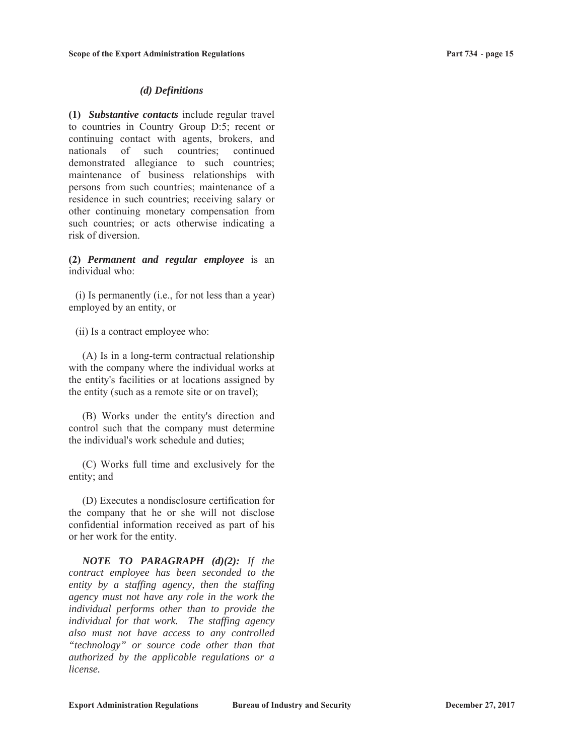### *(d) Definitions*

**(1)** ***Substantive contacts*** include regular travel to countries in Country Group D:5; recent or continuing contact with agents, brokers, and nationals of such countries; continued demonstrated allegiance to such countries; maintenance of business relationships with persons from such countries; maintenance of a residence in such countries; receiving salary or other continuing monetary compensation from such countries; or acts otherwise indicating a risk of diversion.

**(2)** ***Permanent and regular employee*** is an individual who:

(i) Is permanently (i.e., for not less than a year) employed by an entity, or

(ii) Is a contract employee who:

(A) Is in a long-term contractual relationship with the company where the individual works at the entity's facilities or at locations assigned by the entity (such as a remote site or on travel);

(B) Works under the entity's direction and control such that the company must determine the individual's work schedule and duties;

(C) Works full time and exclusively for the entity; and

(D) Executes a nondisclosure certification for the company that he or she will not disclose confidential information received as part of his or her work for the entity.

***NOTE TO PARAGRAPH (d)(2):*** *If the contract employee has been seconded to the entity by a staffing agency, then the staffing agency must not have any role in the work the individual performs other than to provide the individual for that work. The staffing agency also must not have access to any controlled "technology" or source code other than that authorized by the applicable regulations or a license.*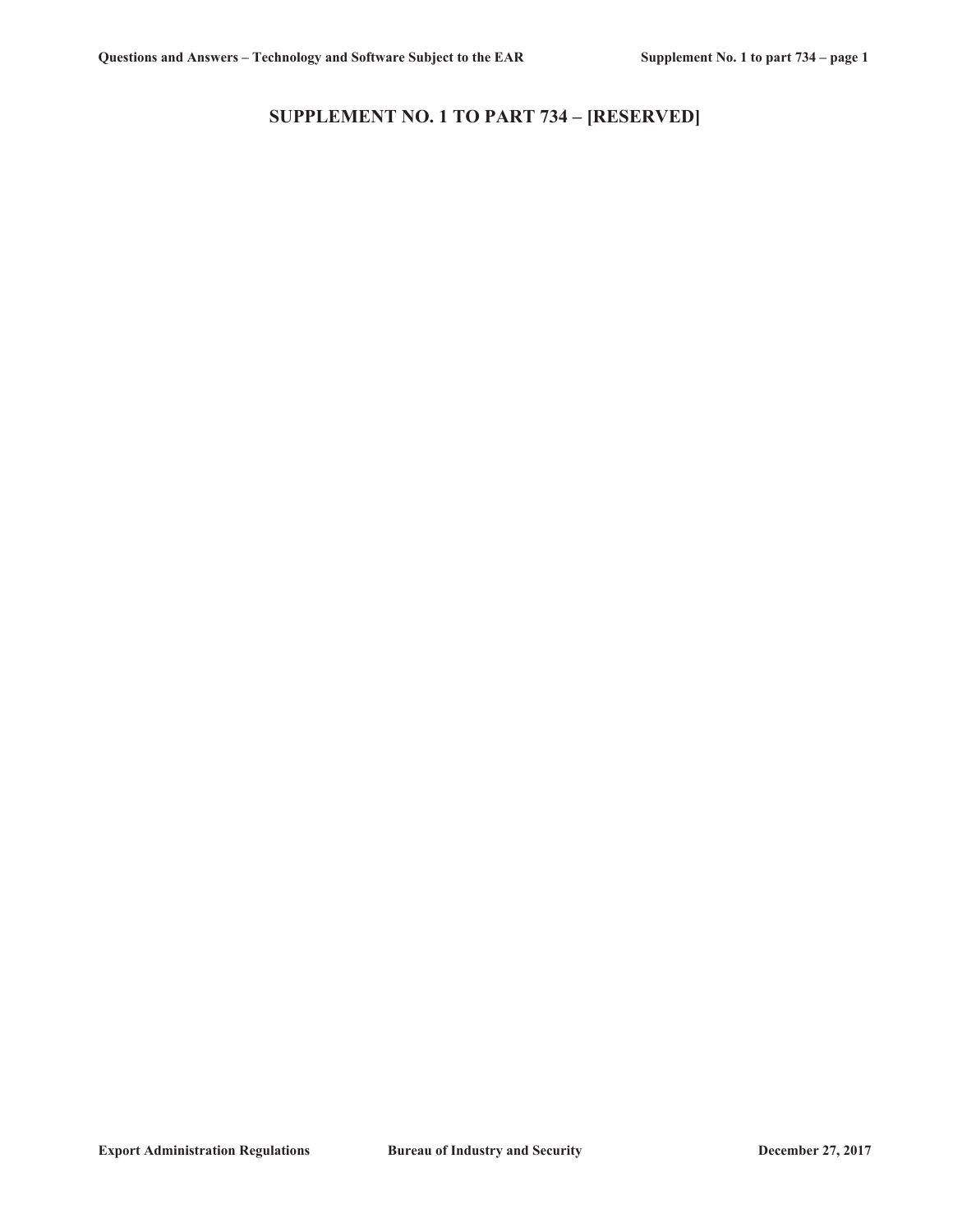# SUPPLEMENT NO. 1 TO PART 734 – [RESERVED]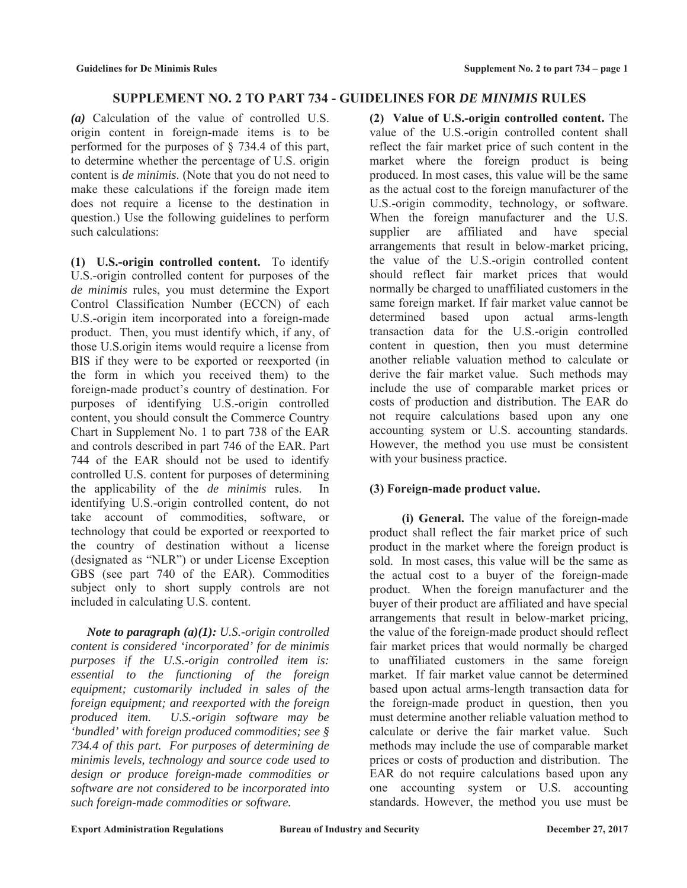# SUPPLEMENT NO. 2 TO PART 734 - GUIDELINES FOR *DE MINIMIS* RULES

***(a)*** Calculation of the value of controlled U.S. origin content in foreign-made items is to be performed for the purposes of § 734.4 of this part, to determine whether the percentage of U.S. origin content is *de minimis*. (Note that you do not need to make these calculations if the foreign made item does not require a license to the destination in question.) Use the following guidelines to perform such calculations:

**(1) U.S.-origin controlled content.** To identify U.S.-origin controlled content for purposes of the *de minimis* rules, you must determine the Export Control Classification Number (ECCN) of each U.S.-origin item incorporated into a foreign-made product. Then, you must identify which, if any, of those U.S.origin items would require a license from BIS if they were to be exported or reexported (in the form in which you received them) to the foreign-made product's country of destination. For purposes of identifying U.S.-origin controlled content, you should consult the Commerce Country Chart in Supplement No. 1 to part 738 of the EAR and controls described in part 746 of the EAR. Part 744 of the EAR should not be used to identify controlled U.S. content for purposes of determining the applicability of the *de minimis* rules. In identifying U.S.-origin controlled content, do not take account of commodities, software, or technology that could be exported or reexported to the country of destination without a license (designated as "NLR") or under License Exception GBS (see part 740 of the EAR). Commodities subject only to short supply controls are not included in calculating U.S. content.

***Note to paragraph (a)(1):*** *U.S.-origin controlled content is considered 'incorporated' for de minimis purposes if the U.S.-origin controlled item is: essential to the functioning of the foreign equipment; customarily included in sales of the foreign equipment; and reexported with the foreign produced item. U.S.-origin software may be 'bundled' with foreign produced commodities; see § 734.4 of this part. For purposes of determining de minimis levels, technology and source code used to design or produce foreign-made commodities or software are not considered to be incorporated into such foreign-made commodities or software.*

**(2) Value of U.S.-origin controlled content.** The value of the U.S.-origin controlled content shall reflect the fair market price of such content in the market where the foreign product is being produced. In most cases, this value will be the same as the actual cost to the foreign manufacturer of the U.S.-origin commodity, technology, or software. When the foreign manufacturer and the U.S. supplier are affiliated and have special arrangements that result in below-market pricing, the value of the U.S.-origin controlled content should reflect fair market prices that would normally be charged to unaffiliated customers in the same foreign market. If fair market value cannot be determined based upon actual arms-length transaction data for the U.S.-origin controlled content in question, then you must determine another reliable valuation method to calculate or derive the fair market value. Such methods may include the use of comparable market prices or costs of production and distribution. The EAR do not require calculations based upon any one accounting system or U.S. accounting standards. However, the method you use must be consistent with your business practice.

**(3) Foreign-made product value.**

**(i) General.** The value of the foreign-made product shall reflect the fair market price of such product in the market where the foreign product is sold. In most cases, this value will be the same as the actual cost to a buyer of the foreign-made product. When the foreign manufacturer and the buyer of their product are affiliated and have special arrangements that result in below-market pricing, the value of the foreign-made product should reflect fair market prices that would normally be charged to unaffiliated customers in the same foreign market. If fair market value cannot be determined based upon actual arms-length transaction data for the foreign-made product in question, then you must determine another reliable valuation method to calculate or derive the fair market value. Such methods may include the use of comparable market prices or costs of production and distribution. The EAR do not require calculations based upon any one accounting system or U.S. accounting standards. However, the method you use must be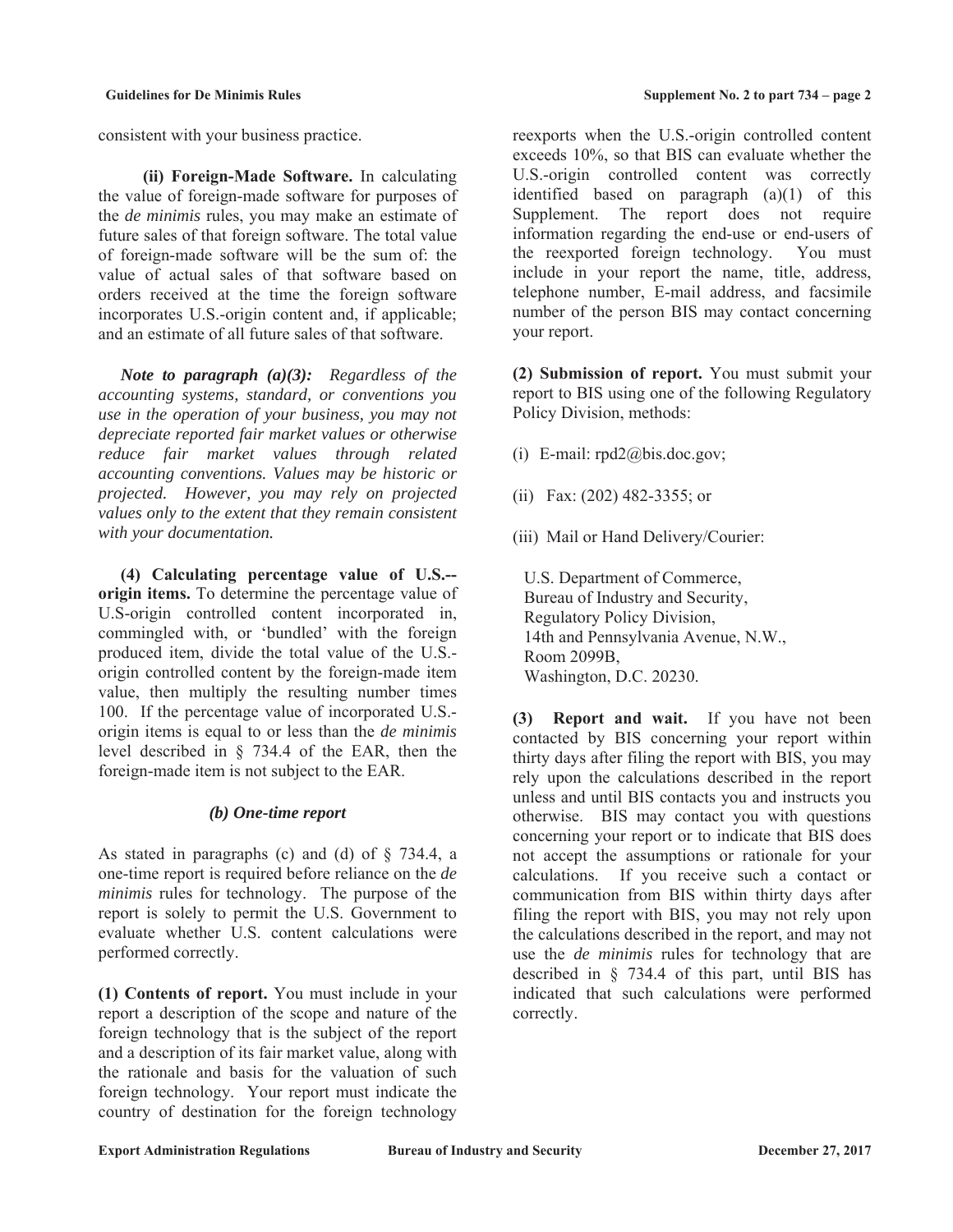consistent with your business practice.

**(ii) Foreign-Made Software.** In calculating the value of foreign-made software for purposes of the *de minimis* rules, you may make an estimate of future sales of that foreign software. The total value of foreign-made software will be the sum of: the value of actual sales of that software based on orders received at the time the foreign software incorporates U.S.-origin content and, if applicable; and an estimate of all future sales of that software.

***Note to paragraph (a)(3):*** *Regardless of the accounting systems, standard, or conventions you use in the operation of your business, you may not depreciate reported fair market values or otherwise reduce fair market values through related accounting conventions. Values may be historic or projected. However, you may rely on projected values only to the extent that they remain consistent with your documentation.*

**(4) Calculating percentage value of U.S.--origin items.** To determine the percentage value of U.S-origin controlled content incorporated in, commingled with, or 'bundled' with the foreign produced item, divide the total value of the U.S.-origin controlled content by the foreign-made item value, then multiply the resulting number times 100. If the percentage value of incorporated U.S.-origin items is equal to or less than the *de minimis* level described in § 734.4 of the EAR, then the foreign-made item is not subject to the EAR.

### *(b) One-time report*

As stated in paragraphs (c) and (d) of § 734.4, a one-time report is required before reliance on the *de minimis* rules for technology. The purpose of the report is solely to permit the U.S. Government to evaluate whether U.S. content calculations were performed correctly.

**(1) Contents of report.** You must include in your report a description of the scope and nature of the foreign technology that is the subject of the report and a description of its fair market value, along with the rationale and basis for the valuation of such foreign technology. Your report must indicate the country of destination for the foreign technology reexports when the U.S.-origin controlled content exceeds 10%, so that BIS can evaluate whether the U.S.-origin controlled content was correctly identified based on paragraph (a)(1) of this Supplement. The report does not require information regarding the end-use or end-users of the reexported foreign technology. You must include in your report the name, title, address, telephone number, E-mail address, and facsimile number of the person BIS may contact concerning your report.

**(2) Submission of report.** You must submit your report to BIS using one of the following Regulatory Policy Division, methods:

(i) E-mail: rpd2@bis.doc.gov;

(ii) Fax: (202) 482-3355; or

(iii) Mail or Hand Delivery/Courier:

U.S. Department of Commerce,
Bureau of Industry and Security,
Regulatory Policy Division,
14th and Pennsylvania Avenue, N.W.,
Room 2099B,
Washington, D.C. 20230.

**(3) Report and wait.** If you have not been contacted by BIS concerning your report within thirty days after filing the report with BIS, you may rely upon the calculations described in the report unless and until BIS contacts you and instructs you otherwise. BIS may contact you with questions concerning your report or to indicate that BIS does not accept the assumptions or rationale for your calculations. If you receive such a contact or communication from BIS within thirty days after filing the report with BIS, you may not rely upon the calculations described in the report, and may not use the *de minimis* rules for technology that are described in § 734.4 of this part, until BIS has indicated that such calculations were performed correctly.